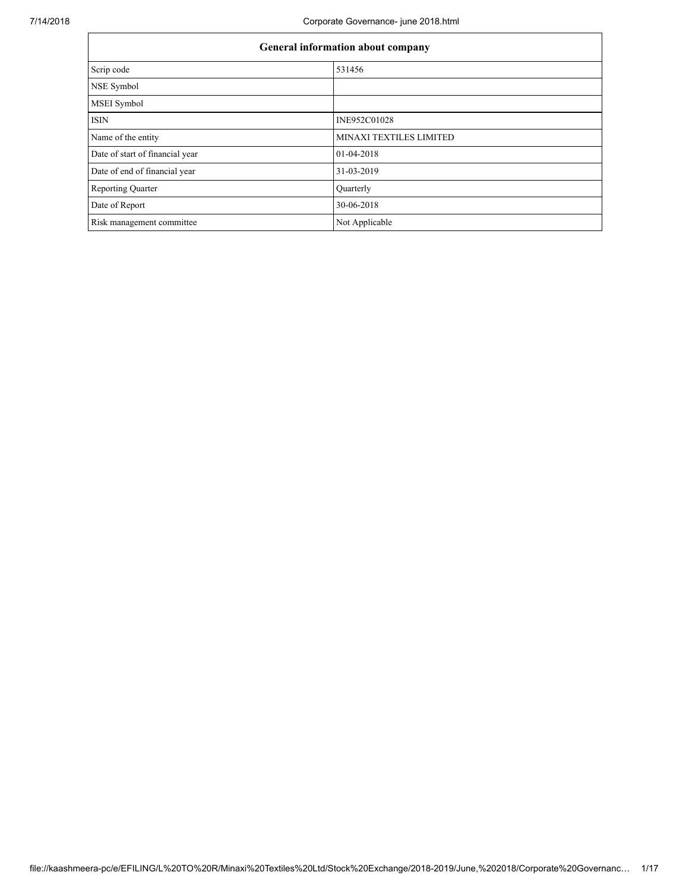| General information about company | |
|---|---|
| Scrip code | 531456 |
| NSE Symbol | |
| MSEI Symbol | |
| ISIN | INE952C01028 |
| Name of the entity | MINAXI TEXTILES LIMITED |
| Date of start of financial year | 01-04-2018 |
| Date of end of financial year | 31-03-2019 |
| Reporting Quarter | Quarterly |
| Date of Report | 30-06-2018 |
| Risk management committee | Not Applicable |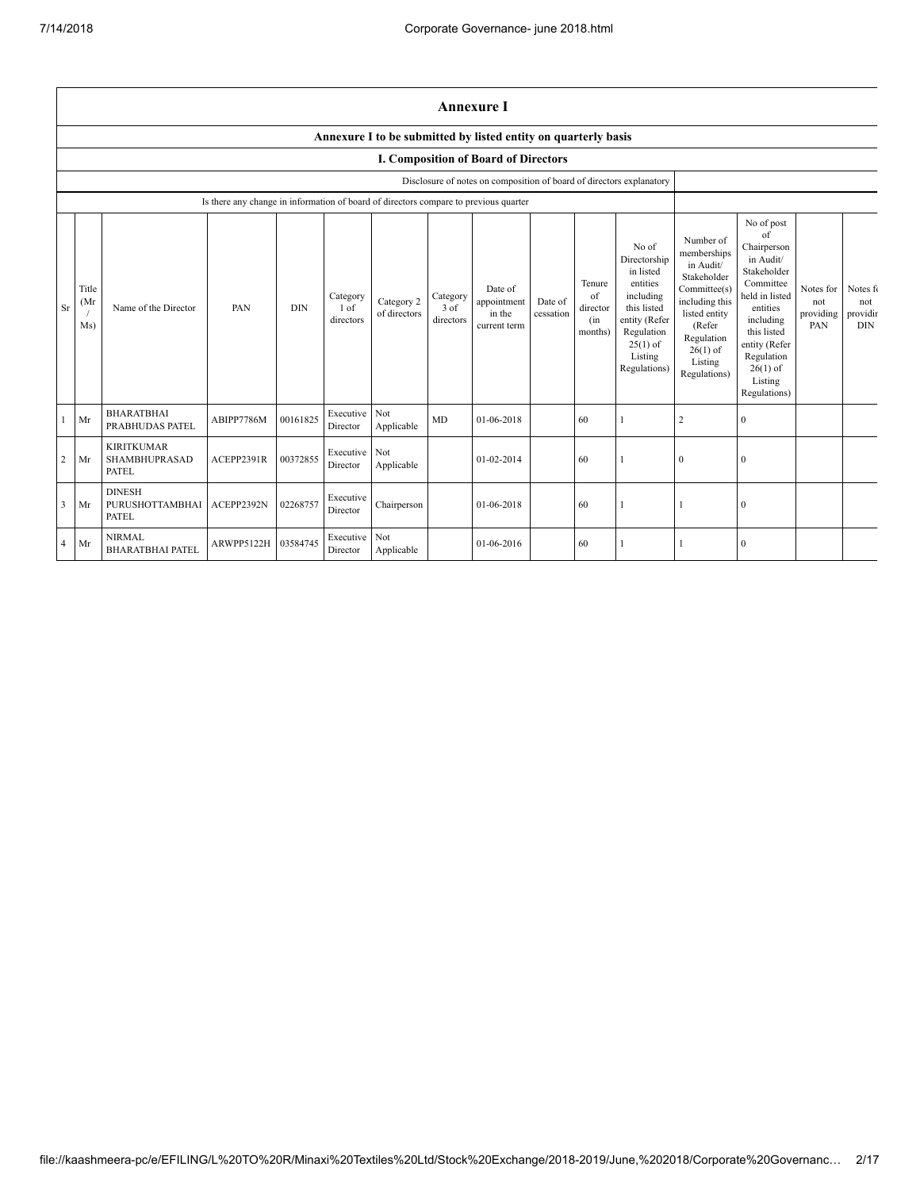# Annexure I

## Annexure I to be submitted by listed entity on quarterly basis

### I. Composition of Board of Directors

Disclosure of notes on composition of board of directors explanatory

Is there any change in information of board of directors compare to previous quarter

| Sr | Title (Mr / Ms) | Name of the Director | PAN | DIN | Category 1 of directors | Category 2 of directors | Category 3 of directors | Date of appointment in the current term | Date of cessation | Tenure of director (in months) | No of Directorship in listed entities including this listed entity (Refer Regulation 25(1) of Listing Regulations) | Number of memberships in Audit/ Stakeholder Committee(s) including this listed entity (Refer Regulation 26(1) of Listing Regulations) | No of post of Chairperson in Audit/ Stakeholder Committee held in listed entities including this listed entity (Refer Regulation 26(1) of Listing Regulations) | Notes for not providing PAN | Notes for not providing DIN |
|---|---|---|---|---|---|---|---|---|---|---|---|---|---|---|---|
| 1 | Mr | BHARATBHAI PRABHUDAS PATEL | ABIPP7786M | 00161825 | Executive Director | Not Applicable | MD | 01-06-2018 | | 60 | 1 | 2 | 0 | | |
| 2 | Mr | KIRITKUMAR SHAMBHUPRASAD PATEL | ACEPP2391R | 00372855 | Executive Director | Not Applicable | | 01-02-2014 | | 60 | 1 | 0 | 0 | | |
| 3 | Mr | DINESH PURUSHOTTAMBHAI PATEL | ACEPP2392N | 02268757 | Executive Director | Chairperson | | 01-06-2018 | | 60 | 1 | 1 | 0 | | |
| 4 | Mr | NIRMAL BHARATBHAI PATEL | ARWPP5122H | 03584745 | Executive Director | Not Applicable | | 01-06-2016 | | 60 | 1 | 1 | 0 | | |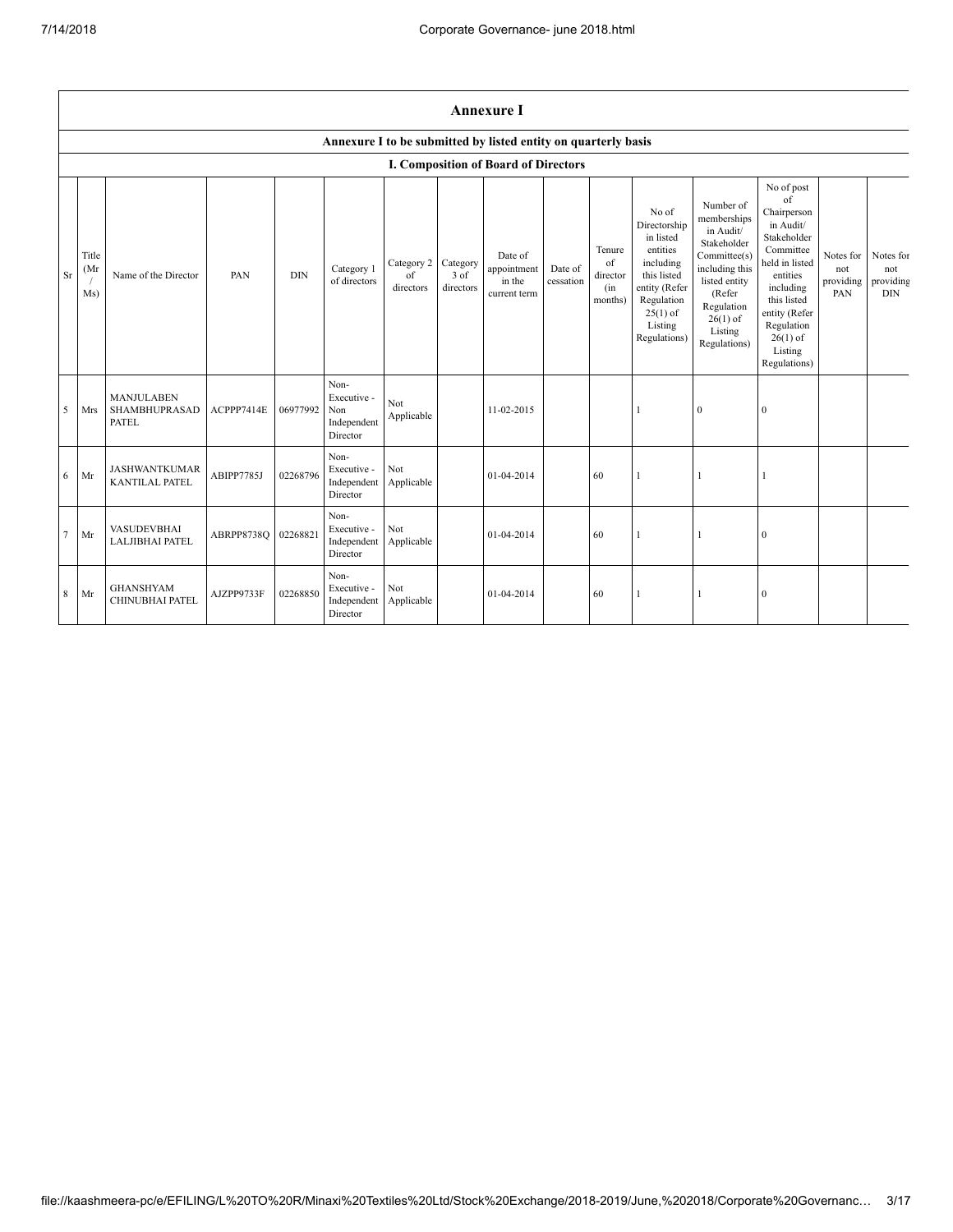## Annexure I

### Annexure I to be submitted by listed entity on quarterly basis

### I. Composition of Board of Directors

| Sr | Title (Mr / Ms) | Name of the Director | PAN | DIN | Category 1 of directors | Category 2 of directors | Category 3 of directors | Date of appointment in the current term | Date of cessation | Tenure of director (in months) | No of Directorship in listed entities including this listed entity (Refer Regulation 25(1) of Listing Regulations) | Number of memberships in Audit/ Stakeholder Committee(s) including this listed entity (Refer Regulation 26(1) of Listing Regulations) | No of post of Chairperson in Audit/ Stakeholder Committee held in listed entities including this listed entity (Refer Regulation 26(1) of Listing Regulations) | Notes for not providing PAN | Notes for not providing DIN |
|---|---|---|---|---|---|---|---|---|---|---|---|---|---|---|---|
| 5 | Mrs | MANJULABEN SHAMBHUPRASAD PATEL | ACPPP7414E | 06977992 | Non-Executive - Non Independent Director | Not Applicable | | 11-02-2015 | | | 1 | 0 | 0 | | |
| 6 | Mr | JASHWANTKUMAR KANTILAL PATEL | ABIPP7785J | 02268796 | Non-Executive - Independent Director | Not Applicable | | 01-04-2014 | | 60 | 1 | 1 | 1 | | |
| 7 | Mr | VASUDEVBHAI LALJIBHAI PATEL | ABRPP8738Q | 02268821 | Non-Executive - Independent Director | Not Applicable | | 01-04-2014 | | 60 | 1 | 1 | 0 | | |
| 8 | Mr | GHANSHYAM CHINUBHAI PATEL | AJZPP9733F | 02268850 | Non-Executive - Independent Director | Not Applicable | | 01-04-2014 | | 60 | 1 | 1 | 0 | | |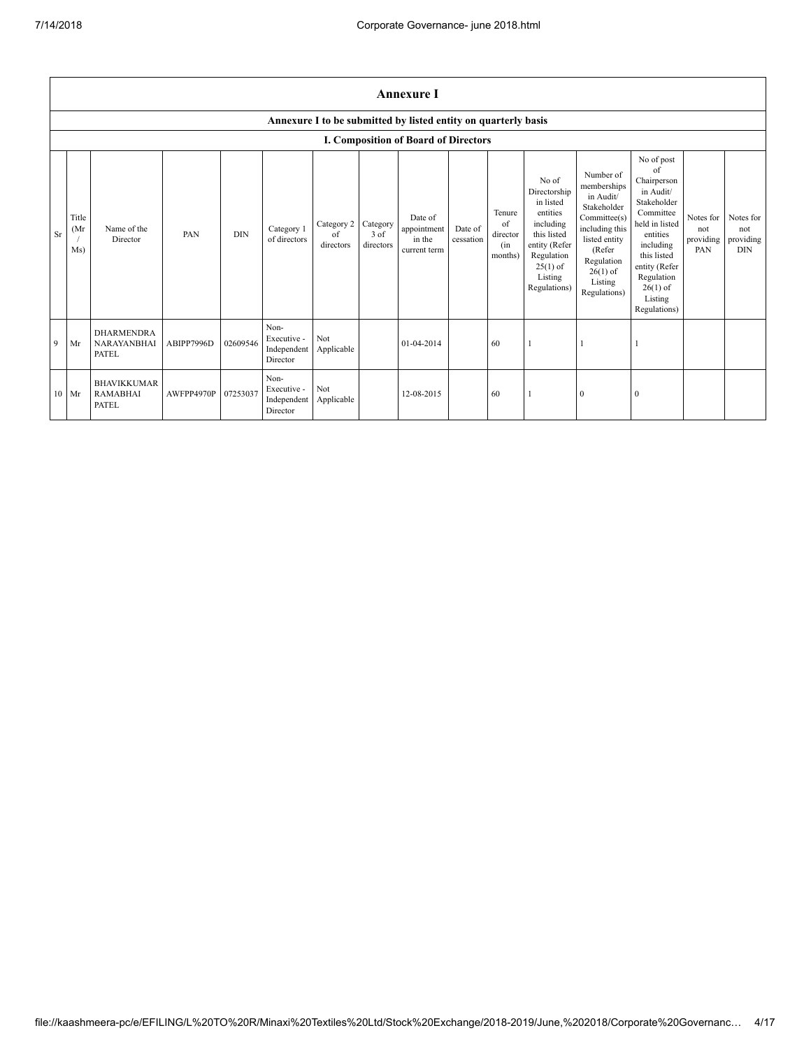## Annexure I

### Annexure I to be submitted by listed entity on quarterly basis

### I. Composition of Board of Directors

| Sr | Title (Mr / Ms) | Name of the Director | PAN | DIN | Category 1 of directors | Category 2 of directors | Category 3 of directors | Date of appointment in the current term | Date of cessation | Tenure of director (in months) | No of Directorship in listed entities including this listed entity (Refer Regulation 25(1) of Listing Regulations) | Number of memberships in Audit/ Stakeholder Committee(s) including this listed entity (Refer Regulation 26(1) of Listing Regulations) | No of post of Chairperson in Audit/ Stakeholder Committee held in listed entities including this listed entity (Refer Regulation 26(1) of Listing Regulations) | Notes for not providing PAN | Notes for not providing DIN |
|---|---|---|---|---|---|---|---|---|---|---|---|---|---|---|---|
| 9 | Mr | DHARMENDRA NARAYANBHAI PATEL | ABIPP7996D | 02609546 | Non-Executive - Independent Director | Not Applicable | | 01-04-2014 | | 60 | 1 | 1 | 1 | | |
| 10 | Mr | BHAVIKKUMAR RAMABHAI PATEL | AWFPP4970P | 07253037 | Non-Executive - Independent Director | Not Applicable | | 12-08-2015 | | 60 | 1 | 0 | 0 | | |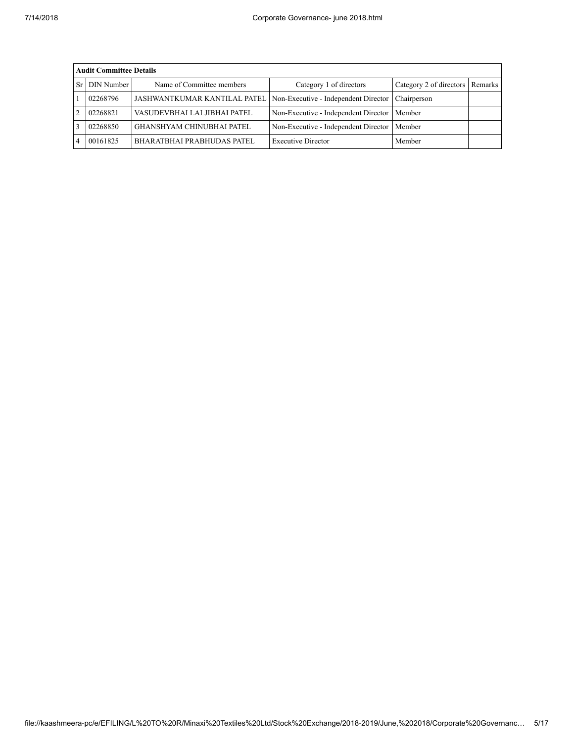| Audit Committee Details | | | | | |
|---|---|---|---|---|---|
| Sr | DIN Number | Name of Committee members | Category 1 of directors | Category 2 of directors | Remarks |
| 1 | 02268796 | JASHWANTKUMAR KANTILAL PATEL | Non-Executive - Independent Director | Chairperson | |
| 2 | 02268821 | VASUDEVBHAI LALJIBHAI PATEL | Non-Executive - Independent Director | Member | |
| 3 | 02268850 | GHANSHYAM CHINUBHAI PATEL | Non-Executive - Independent Director | Member | |
| 4 | 00161825 | BHARATBHAI PRABHUDAS PATEL | Executive Director | Member | |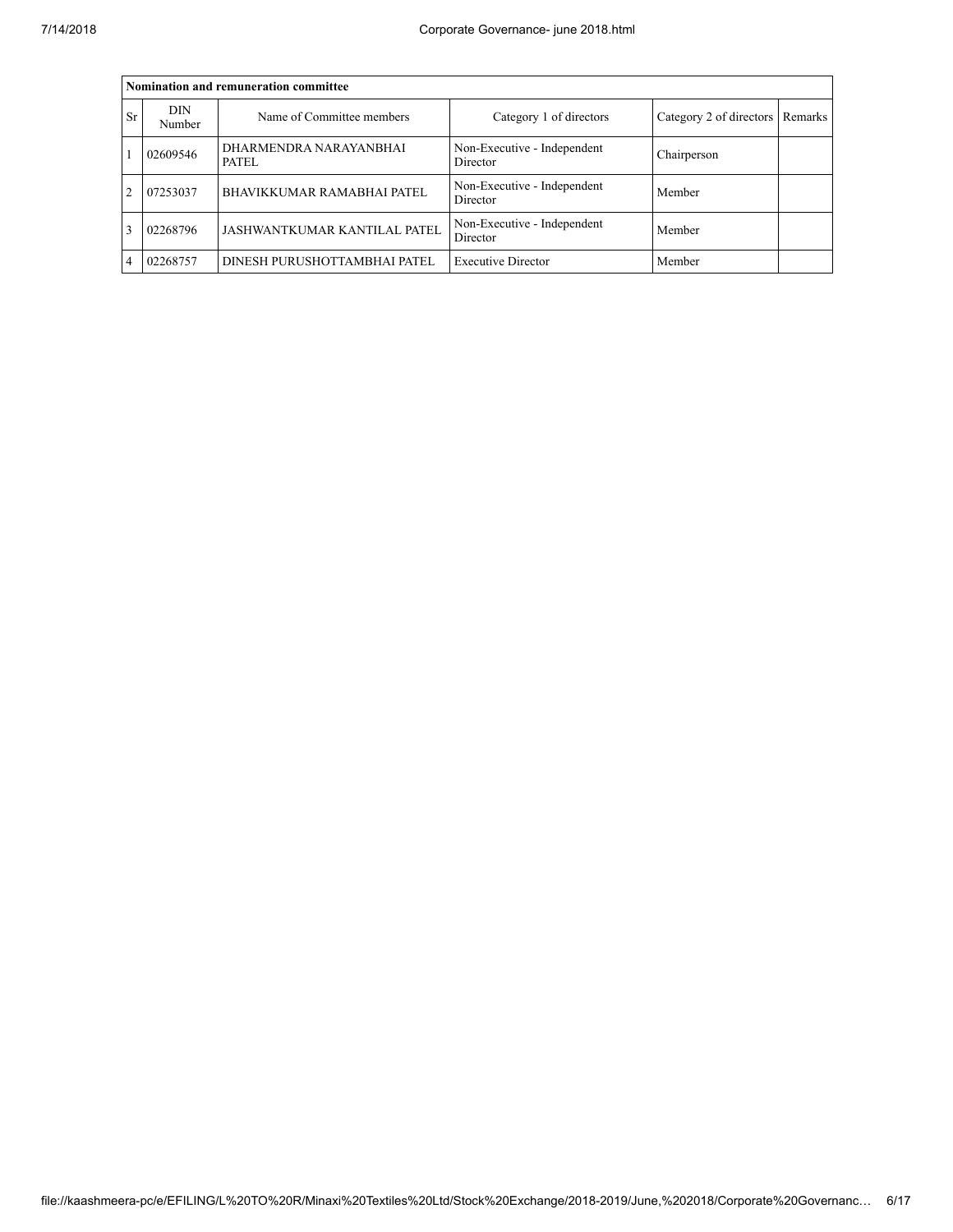| Nomination and remuneration committee | | | | | |
|---|---|---|---|---|---|
| Sr | DIN Number | Name of Committee members | Category 1 of directors | Category 2 of directors | Remarks |
| 1 | 02609546 | DHARMENDRA NARAYANBHAI PATEL | Non-Executive - Independent Director | Chairperson | |
| 2 | 07253037 | BHAVIKKUMAR RAMABHAI PATEL | Non-Executive - Independent Director | Member | |
| 3 | 02268796 | JASHWANTKUMAR KANTILAL PATEL | Non-Executive - Independent Director | Member | |
| 4 | 02268757 | DINESH PURUSHOTTAMBHAI PATEL | Executive Director | Member | |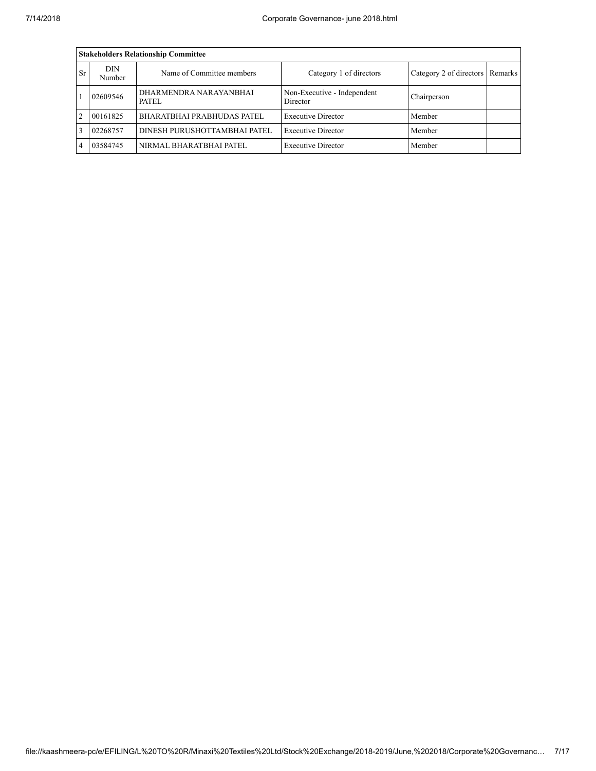| Stakeholders Relationship Committee | | | | | |
|---|---|---|---|---|---|
| Sr | DIN Number | Name of Committee members | Category 1 of directors | Category 2 of directors | Remarks |
| 1 | 02609546 | DHARMENDRA NARAYANBHAI PATEL | Non-Executive - Independent Director | Chairperson | |
| 2 | 00161825 | BHARATBHAI PRABHUDAS PATEL | Executive Director | Member | |
| 3 | 02268757 | DINESH PURUSHOTTAMBHAI PATEL | Executive Director | Member | |
| 4 | 03584745 | NIRMAL BHARATBHAI PATEL | Executive Director | Member | |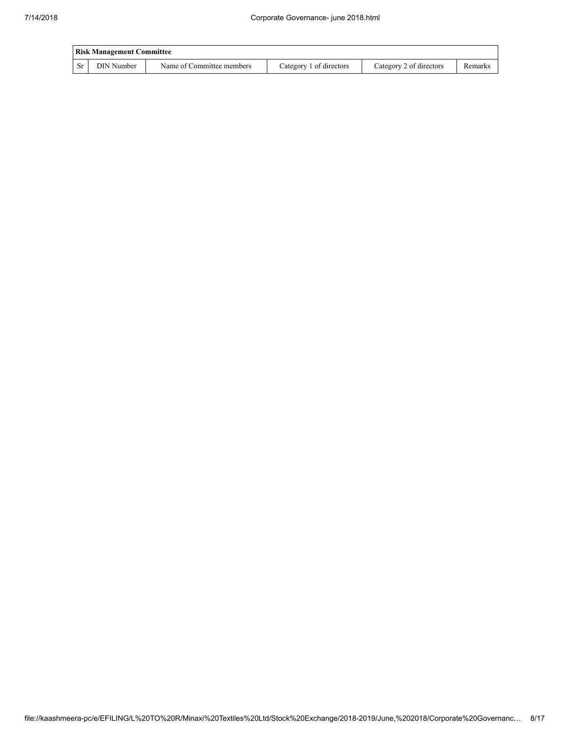| Risk Management Committee | | | | | |
|---|---|---|---|---|---|
| Sr | DIN Number | Name of Committee members | Category 1 of directors | Category 2 of directors | Remarks |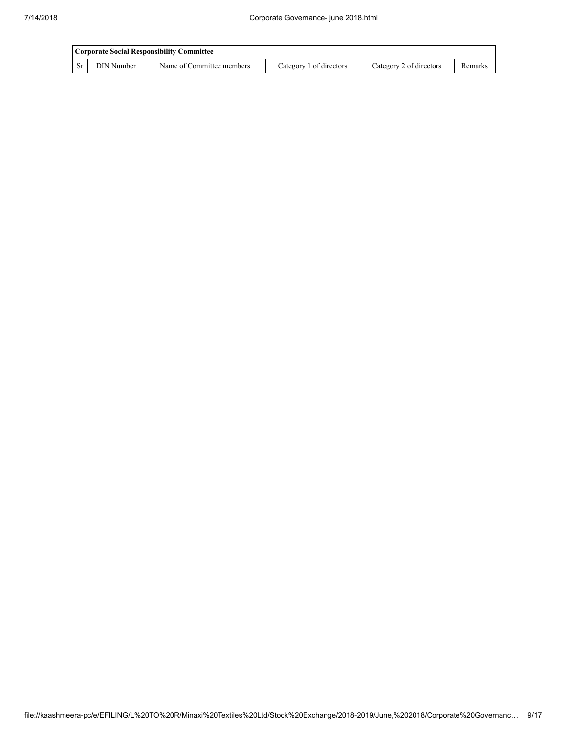| Corporate Social Responsibility Committee | | | | | |
|---|---|---|---|---|---|
| Sr | DIN Number | Name of Committee members | Category 1 of directors | Category 2 of directors | Remarks |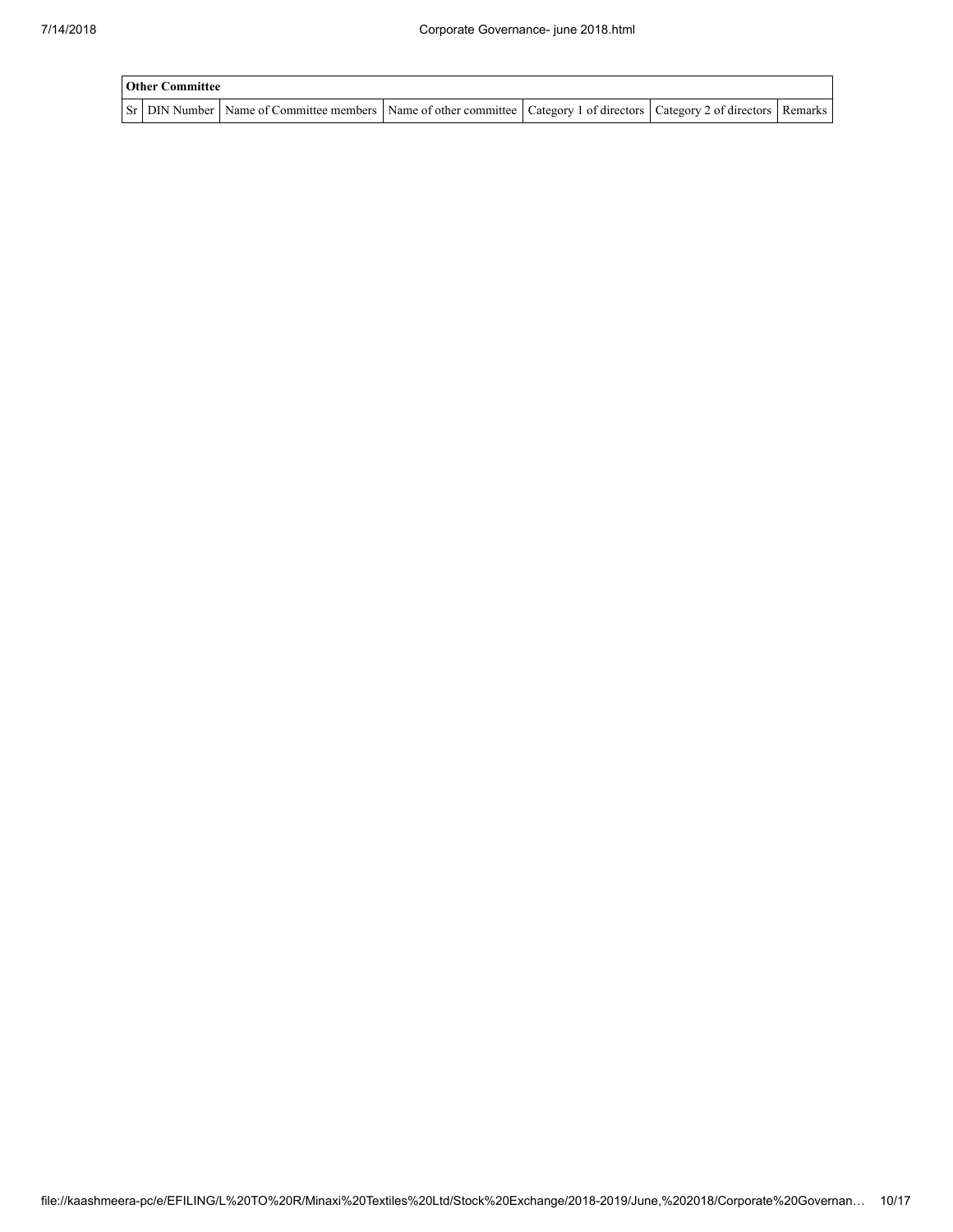| Other Committee | | | | | | |
|---|---|---|---|---|---|---|
| Sr | DIN Number | Name of Committee members | Name of other committee | Category 1 of directors | Category 2 of directors | Remarks |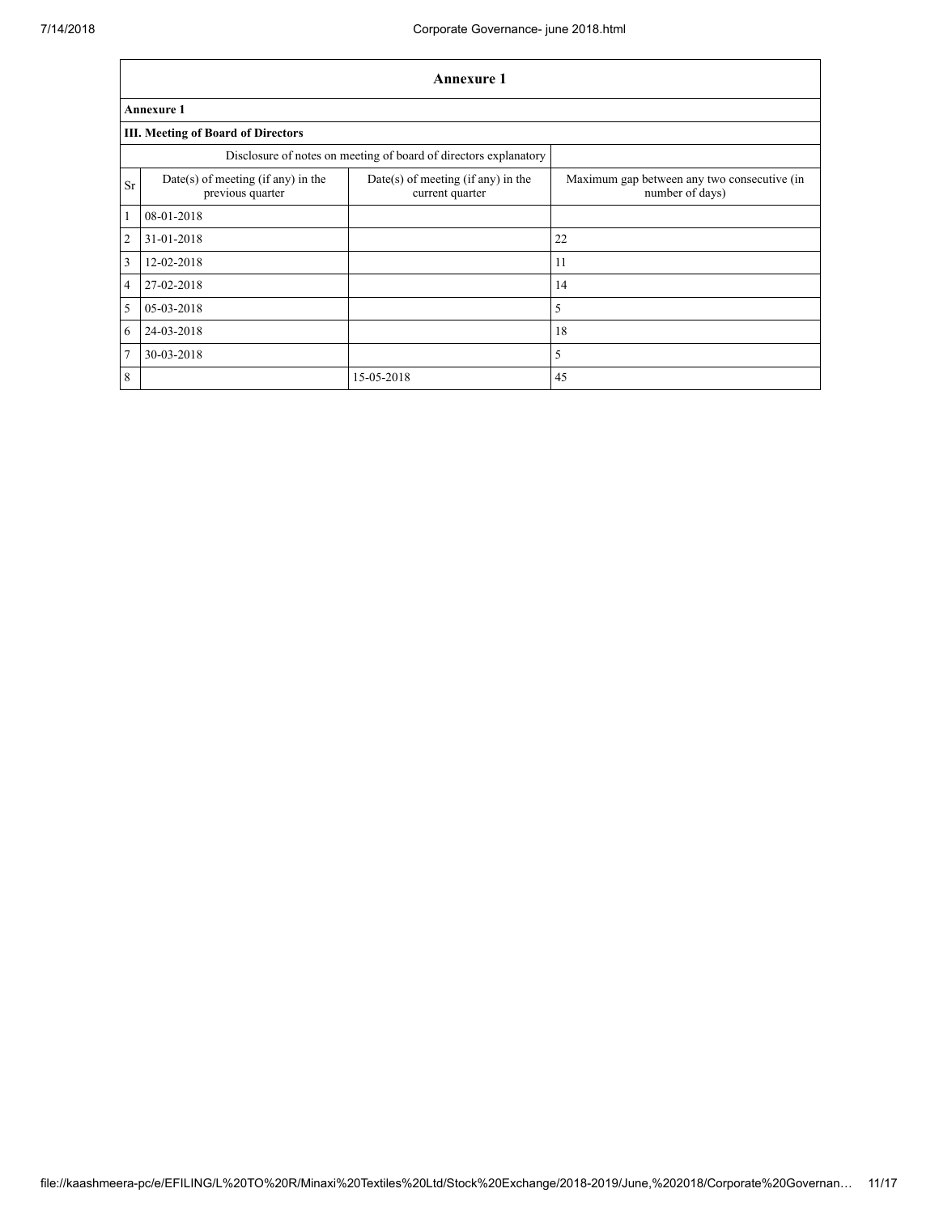| Annexure 1 | | | |
|---|---|---|---|
| **Annexure 1** | | | |
| **III. Meeting of Board of Directors** | | | |
| Disclosure of notes on meeting of board of directors explanatory | | | |
| Sr | Date(s) of meeting (if any) in the previous quarter | Date(s) of meeting (if any) in the current quarter | Maximum gap between any two consecutive (in number of days) |
| 1 | 08-01-2018 | | |
| 2 | 31-01-2018 | | 22 |
| 3 | 12-02-2018 | | 11 |
| 4 | 27-02-2018 | | 14 |
| 5 | 05-03-2018 | | 5 |
| 6 | 24-03-2018 | | 18 |
| 7 | 30-03-2018 | | 5 |
| 8 | | 15-05-2018 | 45 |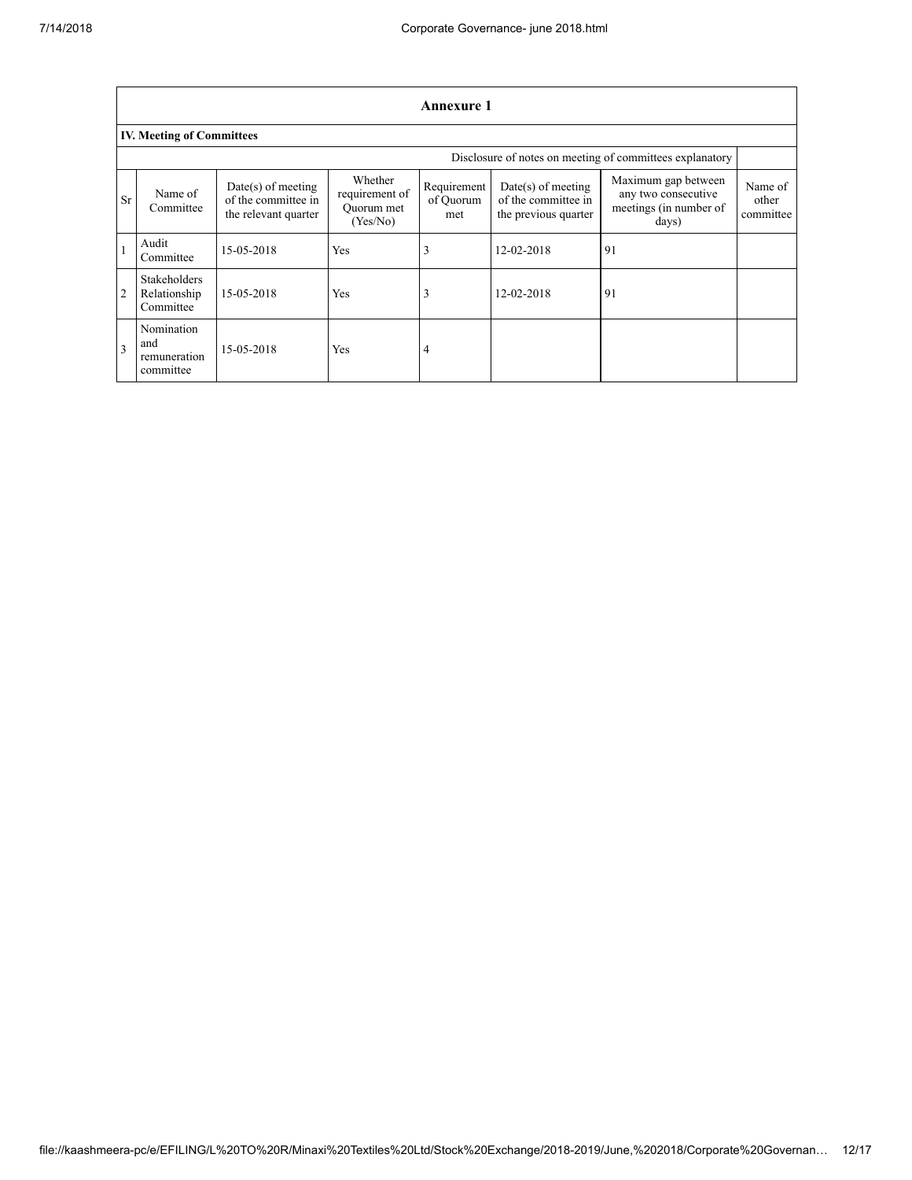## Annexure 1

### IV. Meeting of Committees

Disclosure of notes on meeting of committees explanatory

| Sr | Name of Committee | Date(s) of meeting of the committee in the relevant quarter | Whether requirement of Quorum met (Yes/No) | Requirement of Quorum met | Date(s) of meeting of the committee in the previous quarter | Maximum gap between any two consecutive meetings (in number of days) | Name of other committee |
|---|---|---|---|---|---|---|---|
| 1 | Audit Committee | 15-05-2018 | Yes | 3 | 12-02-2018 | 91 | |
| 2 | Stakeholders Relationship Committee | 15-05-2018 | Yes | 3 | 12-02-2018 | 91 | |
| 3 | Nomination and remuneration committee | 15-05-2018 | Yes | 4 | | | |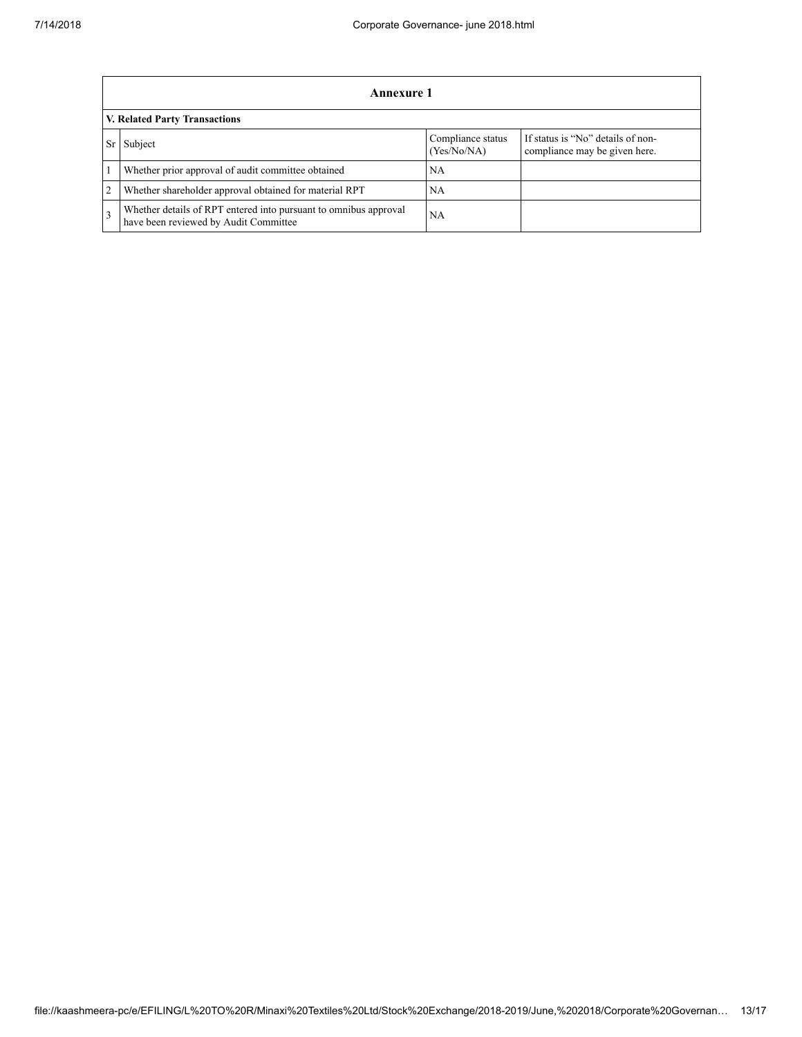## Annexure 1

### V. Related Party Transactions

| Sr | Subject | Compliance status (Yes/No/NA) | If status is "No" details of non-compliance may be given here. |
|---|---|---|---|
| 1 | Whether prior approval of audit committee obtained | NA | |
| 2 | Whether shareholder approval obtained for material RPT | NA | |
| 3 | Whether details of RPT entered into pursuant to omnibus approval have been reviewed by Audit Committee | NA | |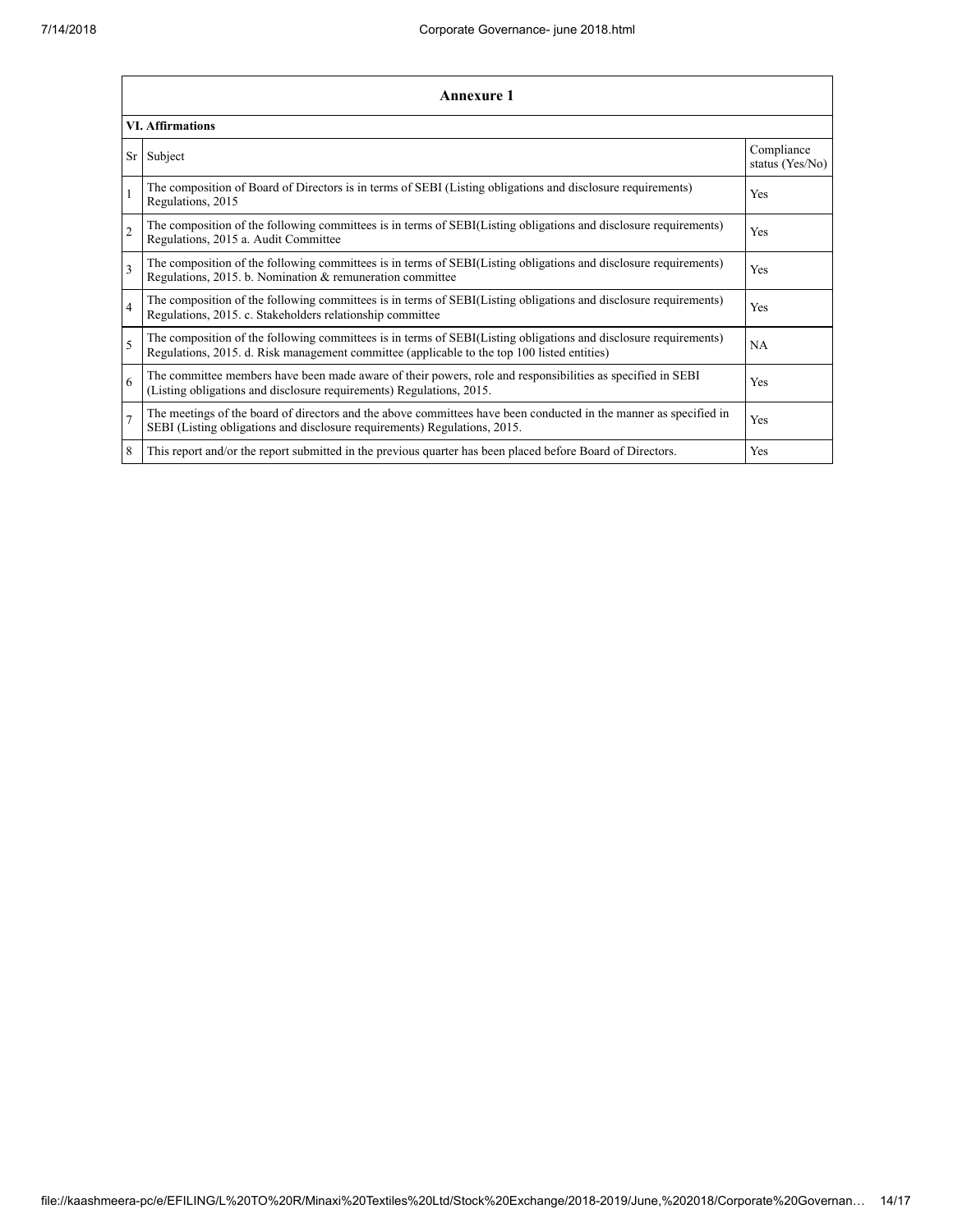| Annexure 1 | | |
|---|---|---|
| **VI. Affirmations** | | |
| Sr | Subject | Compliance status (Yes/No) |
| 1 | The composition of Board of Directors is in terms of SEBI (Listing obligations and disclosure requirements) Regulations, 2015 | Yes |
| 2 | The composition of the following committees is in terms of SEBI(Listing obligations and disclosure requirements) Regulations, 2015 a. Audit Committee | Yes |
| 3 | The composition of the following committees is in terms of SEBI(Listing obligations and disclosure requirements) Regulations, 2015. b. Nomination & remuneration committee | Yes |
| 4 | The composition of the following committees is in terms of SEBI(Listing obligations and disclosure requirements) Regulations, 2015. c. Stakeholders relationship committee | Yes |
| 5 | The composition of the following committees is in terms of SEBI(Listing obligations and disclosure requirements) Regulations, 2015. d. Risk management committee (applicable to the top 100 listed entities) | NA |
| 6 | The committee members have been made aware of their powers, role and responsibilities as specified in SEBI (Listing obligations and disclosure requirements) Regulations, 2015. | Yes |
| 7 | The meetings of the board of directors and the above committees have been conducted in the manner as specified in SEBI (Listing obligations and disclosure requirements) Regulations, 2015. | Yes |
| 8 | This report and/or the report submitted in the previous quarter has been placed before Board of Directors. | Yes |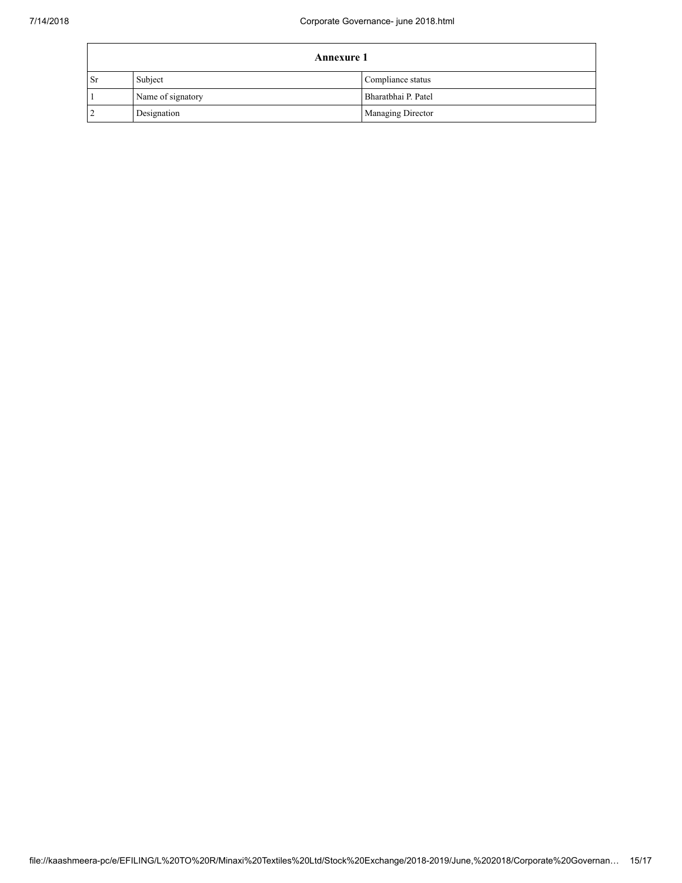| Annexure 1 | | |
|---|---|---|
| Sr | Subject | Compliance status |
| 1 | Name of signatory | Bharatbhai P. Patel |
| 2 | Designation | Managing Director |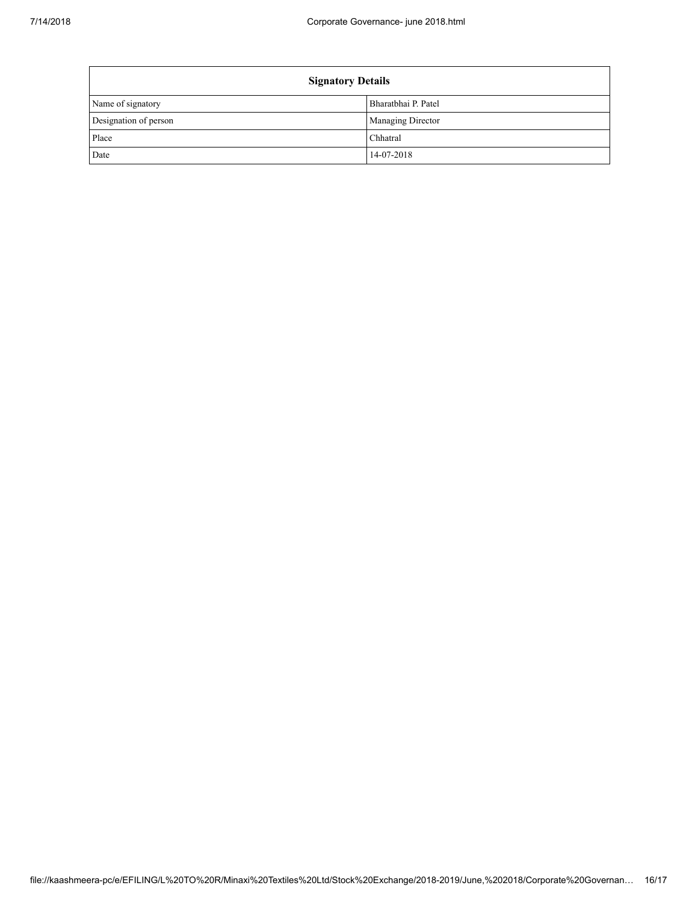| Signatory Details | |
|---|---|
| Name of signatory | Bharatbhai P. Patel |
| Designation of person | Managing Director |
| Place | Chhatral |
| Date | 14-07-2018 |